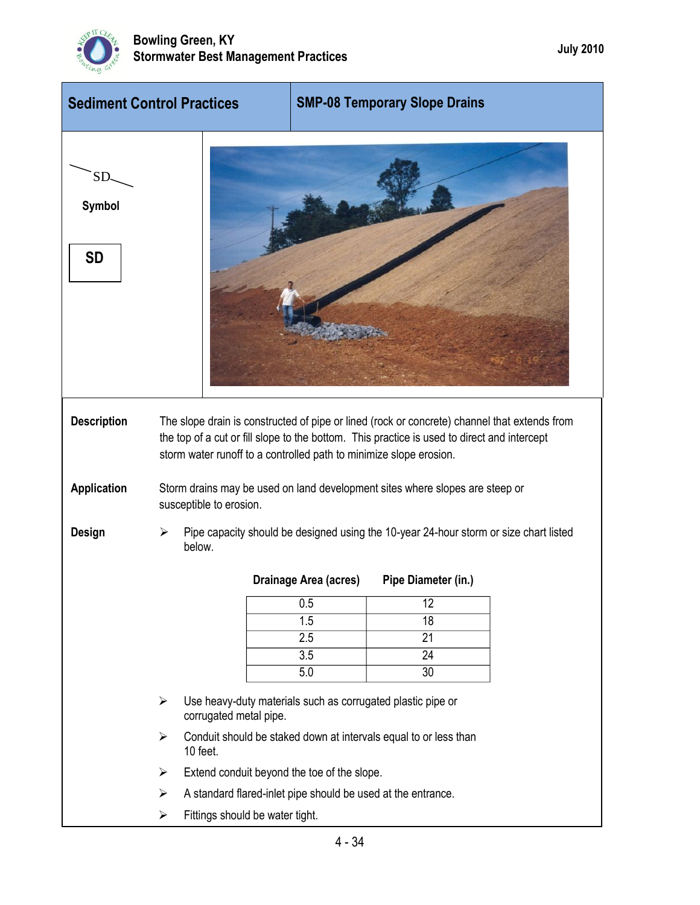## Sediment Control Practices

## SMP-08 Temporary Slope Drains

SD

**Symbol**

**SD**

**Description**

The slope drain is constructed of pipe or lined (rock or concrete) channel that extends from the top of a cut or fill slope to the bottom. This practice is used to direct and intercept storm water runoff to a controlled path to minimize slope erosion.

**Application**

Storm drains may be used on land development sites where slopes are steep or susceptible to erosion.

**Design**

- Pipe capacity should be designed using the 10-year 24-hour storm or size chart listed below.

| Drainage Area (acres) | Pipe Diameter (in.) |
| --- | --- |
| 0.5 | 12 |
| 1.5 | 18 |
| 2.5 | 21 |
| 3.5 | 24 |
| 5.0 | 30 |

- Use heavy-duty materials such as corrugated plastic pipe or corrugated metal pipe.
- Conduit should be staked down at intervals equal to or less than 10 feet.
- Extend conduit beyond the toe of the slope.
- A standard flared-inlet pipe should be used at the entrance.
- Fittings should be water tight.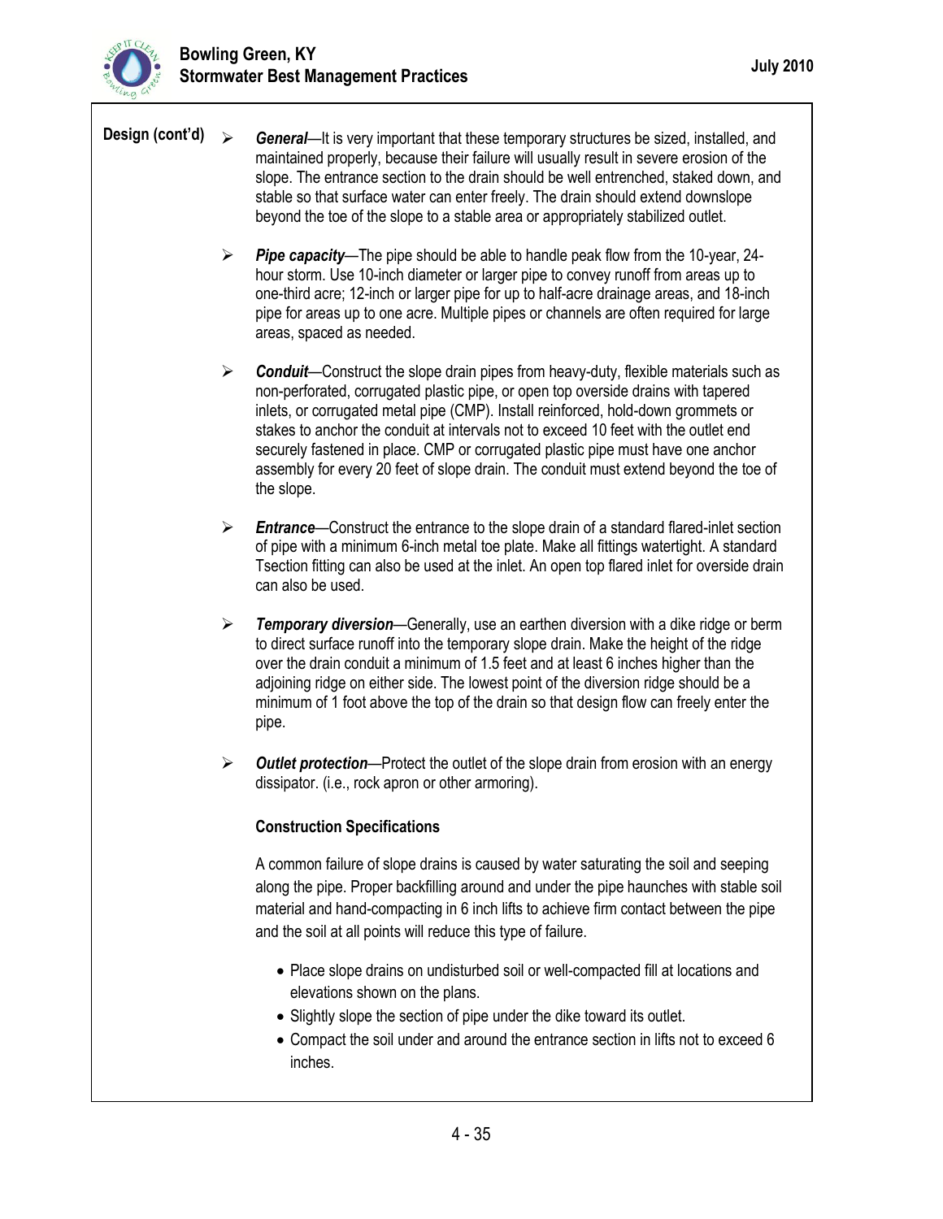**Design (cont'd)**

- ***General***—It is very important that these temporary structures be sized, installed, and maintained properly, because their failure will usually result in severe erosion of the slope. The entrance section to the drain should be well entrenched, staked down, and stable so that surface water can enter freely. The drain should extend downslope beyond the toe of the slope to a stable area or appropriately stabilized outlet.

- ***Pipe capacity***—The pipe should be able to handle peak flow from the 10-year, 24-hour storm. Use 10-inch diameter or larger pipe to convey runoff from areas up to one-third acre; 12-inch or larger pipe for up to half-acre drainage areas, and 18-inch pipe for areas up to one acre. Multiple pipes or channels are often required for large areas, spaced as needed.

- ***Conduit***—Construct the slope drain pipes from heavy-duty, flexible materials such as non-perforated, corrugated plastic pipe, or open top overside drains with tapered inlets, or corrugated metal pipe (CMP). Install reinforced, hold-down grommets or stakes to anchor the conduit at intervals not to exceed 10 feet with the outlet end securely fastened in place. CMP or corrugated plastic pipe must have one anchor assembly for every 20 feet of slope drain. The conduit must extend beyond the toe of the slope.

- ***Entrance***—Construct the entrance to the slope drain of a standard flared-inlet section of pipe with a minimum 6-inch metal toe plate. Make all fittings watertight. A standard Tsection fitting can also be used at the inlet. An open top flared inlet for overside drain can also be used.

- ***Temporary diversion***—Generally, use an earthen diversion with a dike ridge or berm to direct surface runoff into the temporary slope drain. Make the height of the ridge over the drain conduit a minimum of 1.5 feet and at least 6 inches higher than the adjoining ridge on either side. The lowest point of the diversion ridge should be a minimum of 1 foot above the top of the drain so that design flow can freely enter the pipe.

- ***Outlet protection***—Protect the outlet of the slope drain from erosion with an energy dissipator. (i.e., rock apron or other armoring).

**Construction Specifications**

A common failure of slope drains is caused by water saturating the soil and seeping along the pipe. Proper backfilling around and under the pipe haunches with stable soil material and hand-compacting in 6 inch lifts to achieve firm contact between the pipe and the soil at all points will reduce this type of failure.

- Place slope drains on undisturbed soil or well-compacted fill at locations and elevations shown on the plans.
- Slightly slope the section of pipe under the dike toward its outlet.
- Compact the soil under and around the entrance section in lifts not to exceed 6 inches.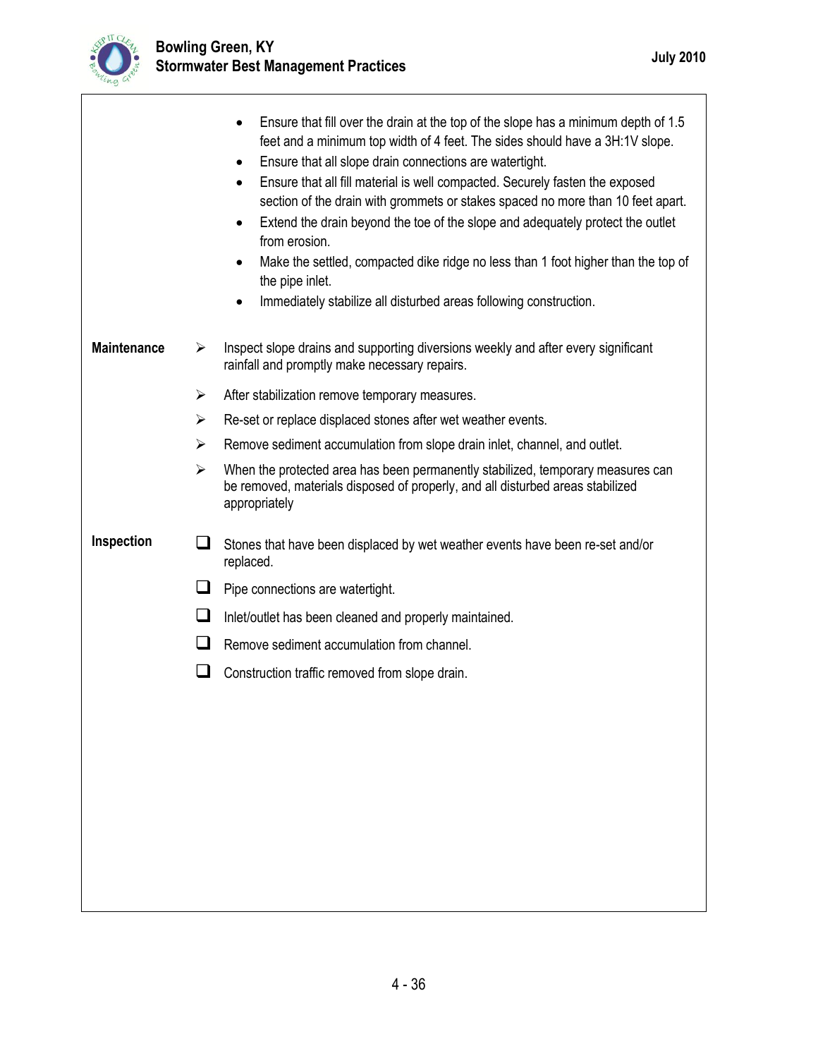- Ensure that fill over the drain at the top of the slope has a minimum depth of 1.5 feet and a minimum top width of 4 feet. The sides should have a 3H:1V slope.
- Ensure that all slope drain connections are watertight.
- Ensure that all fill material is well compacted. Securely fasten the exposed section of the drain with grommets or stakes spaced no more than 10 feet apart.
- Extend the drain beyond the toe of the slope and adequately protect the outlet from erosion.
- Make the settled, compacted dike ridge no less than 1 foot higher than the top of the pipe inlet.
- Immediately stabilize all disturbed areas following construction.

**Maintenance**

- Inspect slope drains and supporting diversions weekly and after every significant rainfall and promptly make necessary repairs.
- After stabilization remove temporary measures.
- Re-set or replace displaced stones after wet weather events.
- Remove sediment accumulation from slope drain inlet, channel, and outlet.
- When the protected area has been permanently stabilized, temporary measures can be removed, materials disposed of properly, and all disturbed areas stabilized appropriately

**Inspection**

- [ ] Stones that have been displaced by wet weather events have been re-set and/or replaced.
- [ ] Pipe connections are watertight.
- [ ] Inlet/outlet has been cleaned and properly maintained.
- [ ] Remove sediment accumulation from channel.
- [ ] Construction traffic removed from slope drain.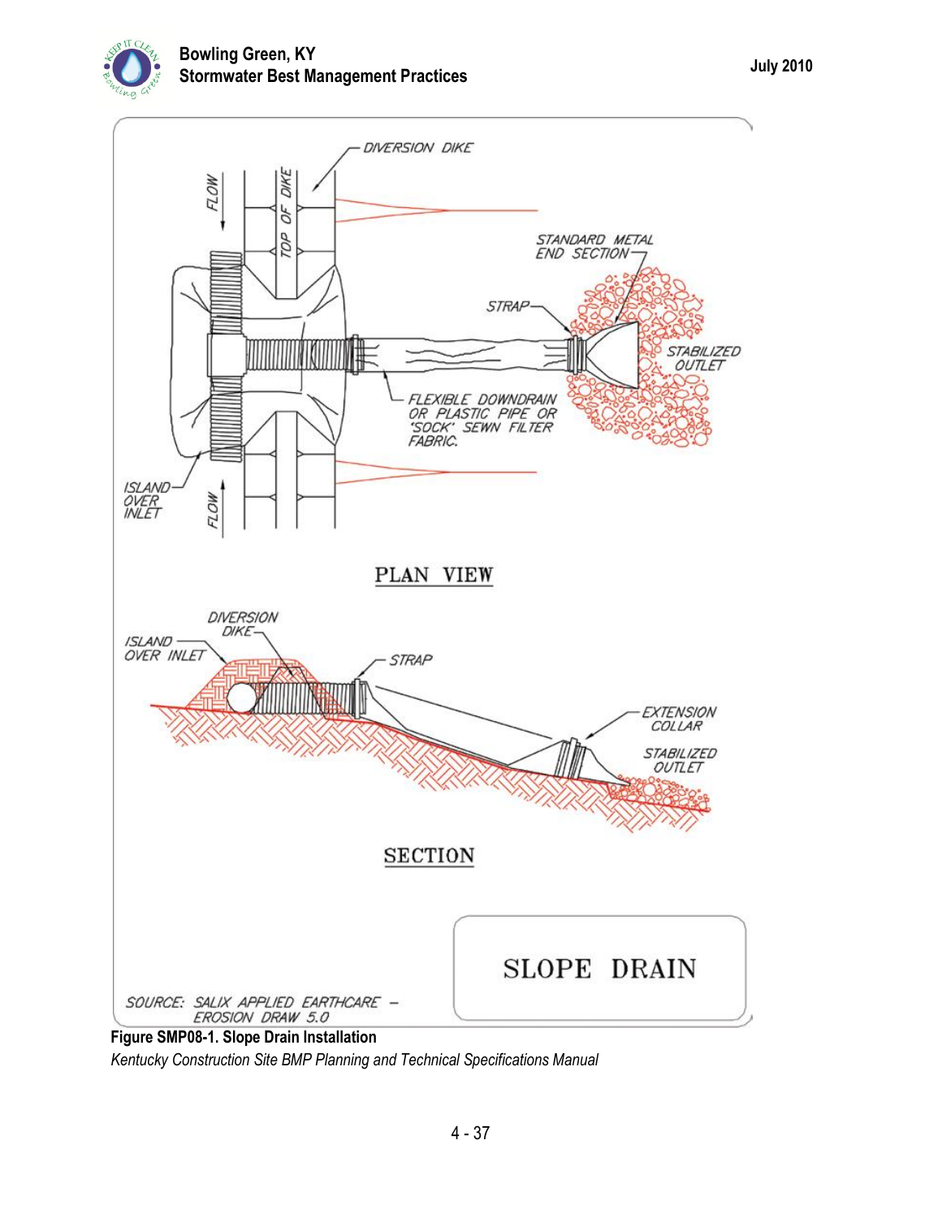DIVERSION DIKE

FLOW

TOP OF DIKE

STANDARD METAL END SECTION

STRAP

STABILIZED OUTLET

FLEXIBLE DOWNDRAIN OR PLASTIC PIPE OR 'SOCK' SEWN FILTER FABRIC.

ISLAND OVER INLET

FLOW

PLAN VIEW

DIVERSION DIKE

ISLAND OVER INLET

STRAP

EXTENSION COLLAR

STABILIZED OUTLET

SECTION

SLOPE DRAIN

SOURCE: SALIX APPLIED EARTHCARE – EROSION DRAW 5.0

**Figure SMP08-1. Slope Drain Installation**

*Kentucky Construction Site BMP Planning and Technical Specifications Manual*